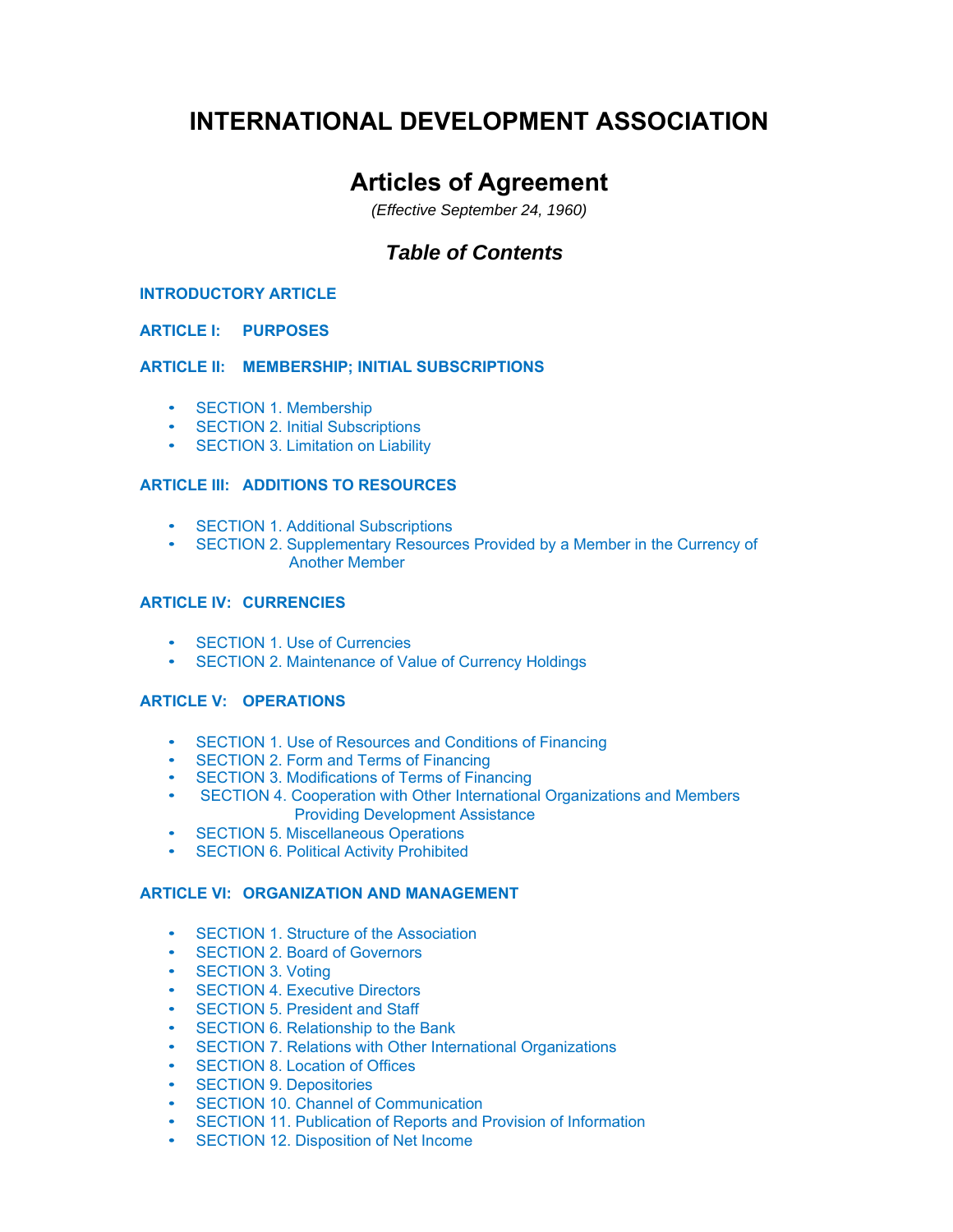# INTERNATIONAL DEVELOPMENT ASSOCIATION

## Articles of Agreement

*(Effective September 24, 1960)*

### *Table of Contents*

**INTRODUCTORY ARTICLE**

**ARTICLE I: PURPOSES**

**ARTICLE II: MEMBERSHIP; INITIAL SUBSCRIPTIONS**

- SECTION 1. Membership
- SECTION 2. Initial Subscriptions
- SECTION 3. Limitation on Liability

**ARTICLE III: ADDITIONS TO RESOURCES**

- SECTION 1. Additional Subscriptions
- SECTION 2. Supplementary Resources Provided by a Member in the Currency of Another Member

**ARTICLE IV: CURRENCIES**

- SECTION 1. Use of Currencies
- SECTION 2. Maintenance of Value of Currency Holdings

**ARTICLE V: OPERATIONS**

- SECTION 1. Use of Resources and Conditions of Financing
- SECTION 2. Form and Terms of Financing
- SECTION 3. Modifications of Terms of Financing
- SECTION 4. Cooperation with Other International Organizations and Members Providing Development Assistance
- SECTION 5. Miscellaneous Operations
- SECTION 6. Political Activity Prohibited

**ARTICLE VI: ORGANIZATION AND MANAGEMENT**

- SECTION 1. Structure of the Association
- SECTION 2. Board of Governors
- SECTION 3. Voting
- SECTION 4. Executive Directors
- SECTION 5. President and Staff
- SECTION 6. Relationship to the Bank
- SECTION 7. Relations with Other International Organizations
- SECTION 8. Location of Offices
- SECTION 9. Depositories
- SECTION 10. Channel of Communication
- SECTION 11. Publication of Reports and Provision of Information
- SECTION 12. Disposition of Net Income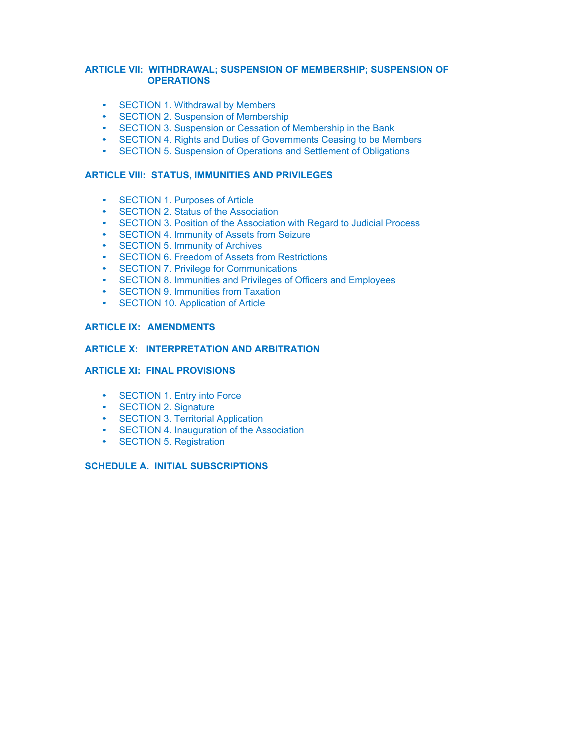**ARTICLE VII: WITHDRAWAL; SUSPENSION OF MEMBERSHIP; SUSPENSION OF OPERATIONS**

- SECTION 1. Withdrawal by Members
- SECTION 2. Suspension of Membership
- SECTION 3. Suspension or Cessation of Membership in the Bank
- SECTION 4. Rights and Duties of Governments Ceasing to be Members
- SECTION 5. Suspension of Operations and Settlement of Obligations

**ARTICLE VIII: STATUS, IMMUNITIES AND PRIVILEGES**

- SECTION 1. Purposes of Article
- SECTION 2. Status of the Association
- SECTION 3. Position of the Association with Regard to Judicial Process
- SECTION 4. Immunity of Assets from Seizure
- SECTION 5. Immunity of Archives
- SECTION 6. Freedom of Assets from Restrictions
- SECTION 7. Privilege for Communications
- SECTION 8. Immunities and Privileges of Officers and Employees
- SECTION 9. Immunities from Taxation
- SECTION 10. Application of Article

**ARTICLE IX: AMENDMENTS**

**ARTICLE X: INTERPRETATION AND ARBITRATION**

**ARTICLE XI: FINAL PROVISIONS**

- SECTION 1. Entry into Force
- SECTION 2. Signature
- SECTION 3. Territorial Application
- SECTION 4. Inauguration of the Association
- SECTION 5. Registration

**SCHEDULE A. INITIAL SUBSCRIPTIONS**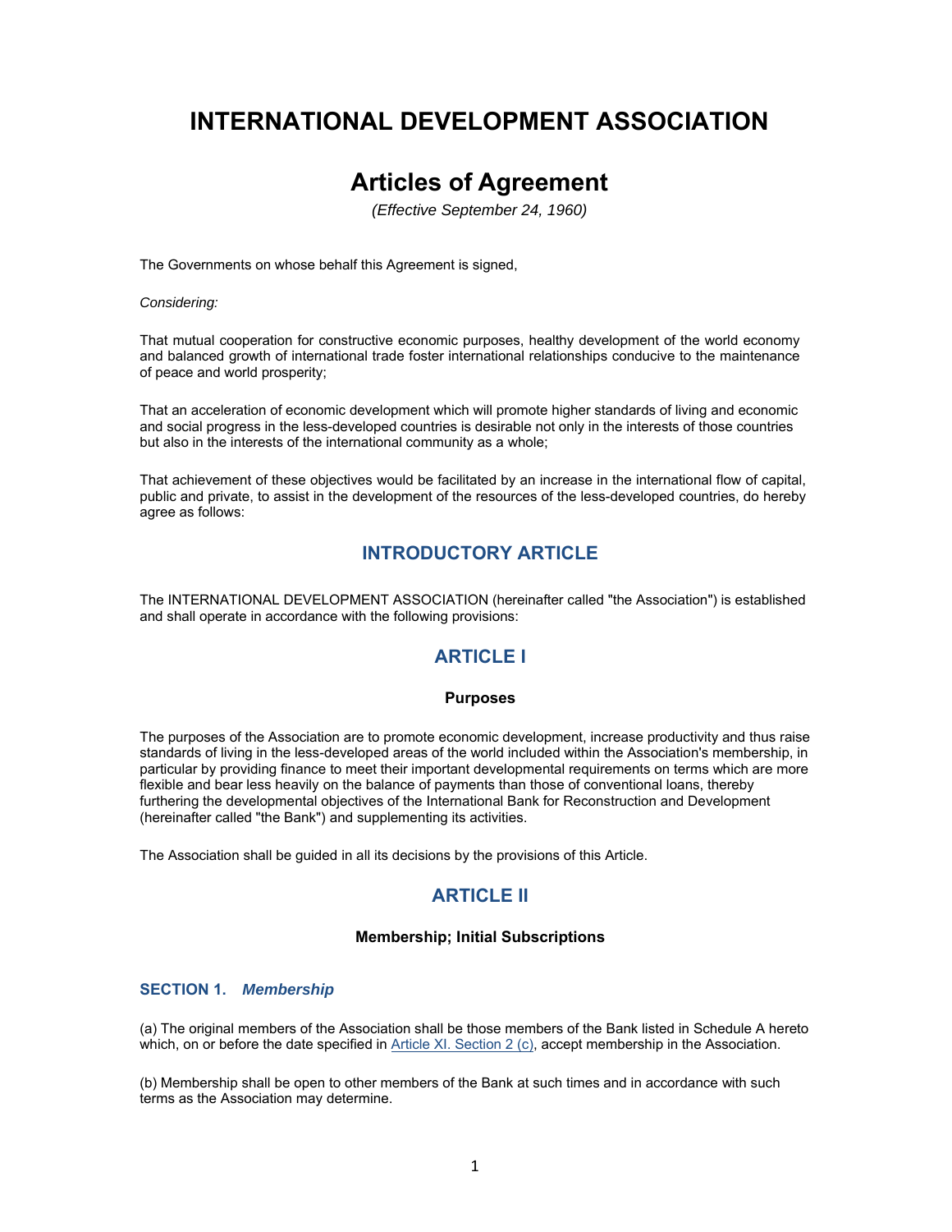# INTERNATIONAL DEVELOPMENT ASSOCIATION

# Articles of Agreement

*(Effective September 24, 1960)*

The Governments on whose behalf this Agreement is signed,

*Considering:*

That mutual cooperation for constructive economic purposes, healthy development of the world economy and balanced growth of international trade foster international relationships conducive to the maintenance of peace and world prosperity;

That an acceleration of economic development which will promote higher standards of living and economic and social progress in the less-developed countries is desirable not only in the interests of those countries but also in the interests of the international community as a whole;

That achievement of these objectives would be facilitated by an increase in the international flow of capital, public and private, to assist in the development of the resources of the less-developed countries, do hereby agree as follows:

## INTRODUCTORY ARTICLE

The INTERNATIONAL DEVELOPMENT ASSOCIATION (hereinafter called "the Association") is established and shall operate in accordance with the following provisions:

## ARTICLE I

### Purposes

The purposes of the Association are to promote economic development, increase productivity and thus raise standards of living in the less-developed areas of the world included within the Association's membership, in particular by providing finance to meet their important developmental requirements on terms which are more flexible and bear less heavily on the balance of payments than those of conventional loans, thereby furthering the developmental objectives of the International Bank for Reconstruction and Development (hereinafter called "the Bank") and supplementing its activities.

The Association shall be guided in all its decisions by the provisions of this Article.

## ARTICLE II

### Membership; Initial Subscriptions

#### SECTION 1. *Membership*

(a) The original members of the Association shall be those members of the Bank listed in Schedule A hereto which, on or before the date specified in Article XI. Section 2 (c), accept membership in the Association.

(b) Membership shall be open to other members of the Bank at such times and in accordance with such terms as the Association may determine.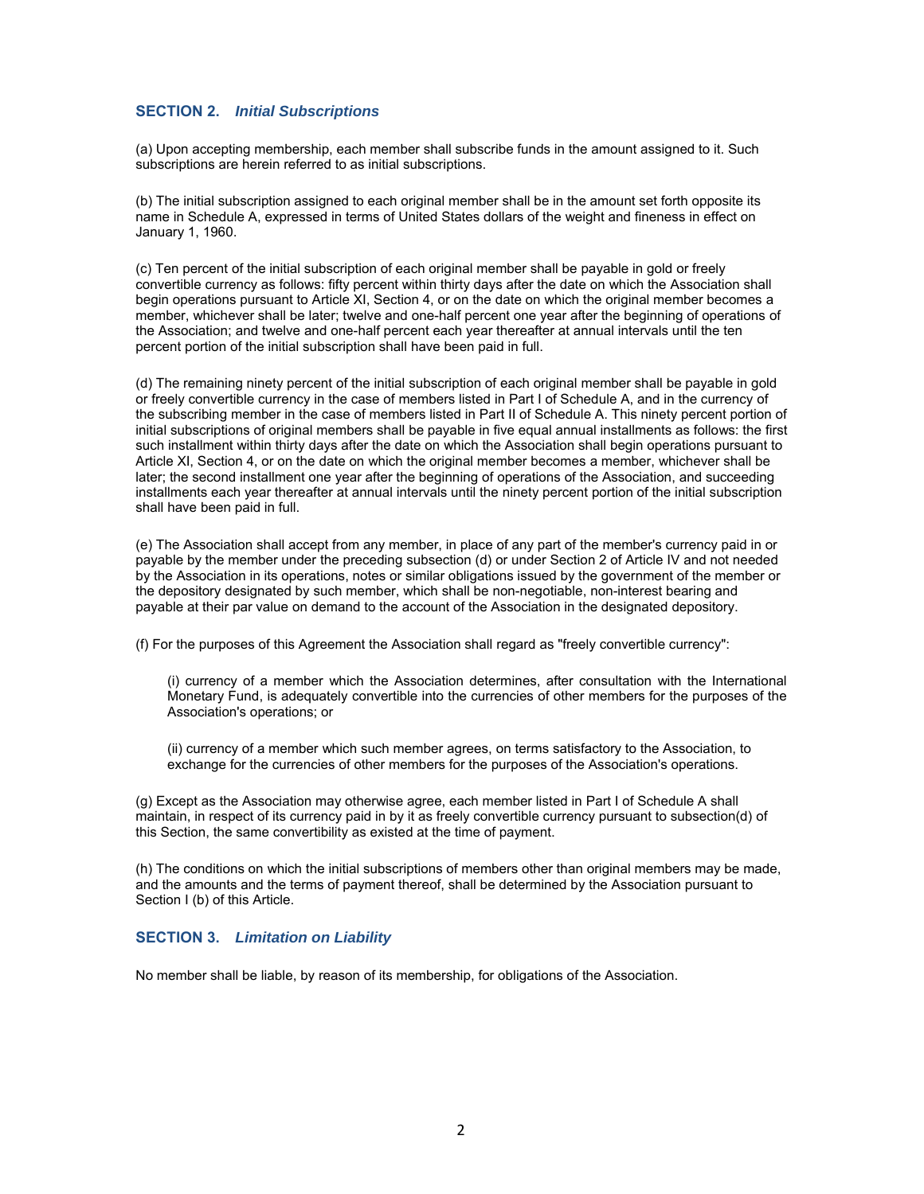## SECTION 2. *Initial Subscriptions*

(a) Upon accepting membership, each member shall subscribe funds in the amount assigned to it. Such subscriptions are herein referred to as initial subscriptions.

(b) The initial subscription assigned to each original member shall be in the amount set forth opposite its name in Schedule A, expressed in terms of United States dollars of the weight and fineness in effect on January 1, 1960.

(c) Ten percent of the initial subscription of each original member shall be payable in gold or freely convertible currency as follows: fifty percent within thirty days after the date on which the Association shall begin operations pursuant to Article XI, Section 4, or on the date on which the original member becomes a member, whichever shall be later; twelve and one-half percent one year after the beginning of operations of the Association; and twelve and one-half percent each year thereafter at annual intervals until the ten percent portion of the initial subscription shall have been paid in full.

(d) The remaining ninety percent of the initial subscription of each original member shall be payable in gold or freely convertible currency in the case of members listed in Part I of Schedule A, and in the currency of the subscribing member in the case of members listed in Part II of Schedule A. This ninety percent portion of initial subscriptions of original members shall be payable in five equal annual installments as follows: the first such installment within thirty days after the date on which the Association shall begin operations pursuant to Article XI, Section 4, or on the date on which the original member becomes a member, whichever shall be later; the second installment one year after the beginning of operations of the Association, and succeeding installments each year thereafter at annual intervals until the ninety percent portion of the initial subscription shall have been paid in full.

(e) The Association shall accept from any member, in place of any part of the member's currency paid in or payable by the member under the preceding subsection (d) or under Section 2 of Article IV and not needed by the Association in its operations, notes or similar obligations issued by the government of the member or the depository designated by such member, which shall be non-negotiable, non-interest bearing and payable at their par value on demand to the account of the Association in the designated depository.

(f) For the purposes of this Agreement the Association shall regard as "freely convertible currency":

(i) currency of a member which the Association determines, after consultation with the International Monetary Fund, is adequately convertible into the currencies of other members for the purposes of the Association's operations; or

(ii) currency of a member which such member agrees, on terms satisfactory to the Association, to exchange for the currencies of other members for the purposes of the Association's operations.

(g) Except as the Association may otherwise agree, each member listed in Part I of Schedule A shall maintain, in respect of its currency paid in by it as freely convertible currency pursuant to subsection(d) of this Section, the same convertibility as existed at the time of payment.

(h) The conditions on which the initial subscriptions of members other than original members may be made, and the amounts and the terms of payment thereof, shall be determined by the Association pursuant to Section I (b) of this Article.

## SECTION 3. *Limitation on Liability*

No member shall be liable, by reason of its membership, for obligations of the Association.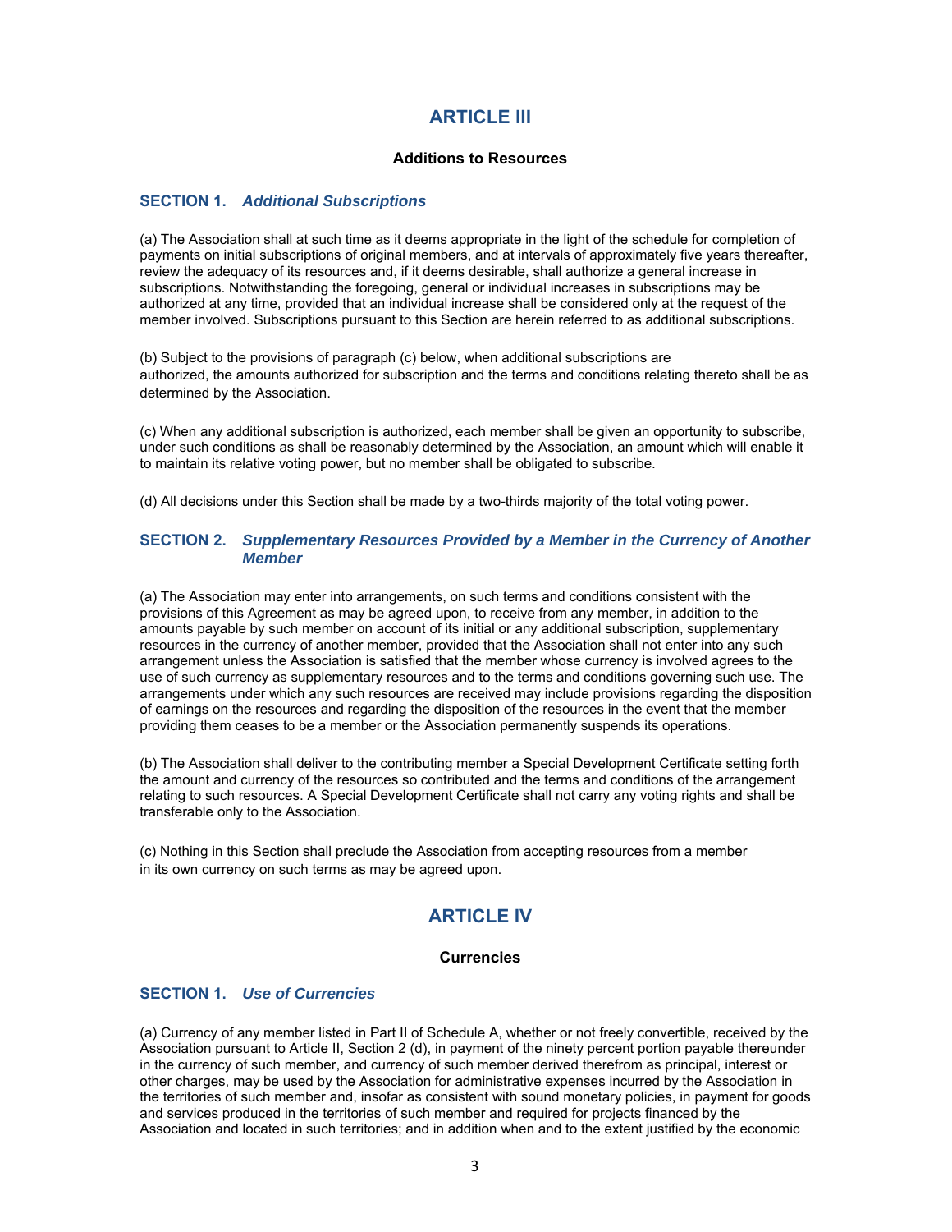# ARTICLE III

## Additions to Resources

### SECTION 1. *Additional Subscriptions*

(a) The Association shall at such time as it deems appropriate in the light of the schedule for completion of payments on initial subscriptions of original members, and at intervals of approximately five years thereafter, review the adequacy of its resources and, if it deems desirable, shall authorize a general increase in subscriptions. Notwithstanding the foregoing, general or individual increases in subscriptions may be authorized at any time, provided that an individual increase shall be considered only at the request of the member involved. Subscriptions pursuant to this Section are herein referred to as additional subscriptions.

(b) Subject to the provisions of paragraph (c) below, when additional subscriptions are authorized, the amounts authorized for subscription and the terms and conditions relating thereto shall be as determined by the Association.

(c) When any additional subscription is authorized, each member shall be given an opportunity to subscribe, under such conditions as shall be reasonably determined by the Association, an amount which will enable it to maintain its relative voting power, but no member shall be obligated to subscribe.

(d) All decisions under this Section shall be made by a two-thirds majority of the total voting power.

### SECTION 2. *Supplementary Resources Provided by a Member in the Currency of Another Member*

(a) The Association may enter into arrangements, on such terms and conditions consistent with the provisions of this Agreement as may be agreed upon, to receive from any member, in addition to the amounts payable by such member on account of its initial or any additional subscription, supplementary resources in the currency of another member, provided that the Association shall not enter into any such arrangement unless the Association is satisfied that the member whose currency is involved agrees to the use of such currency as supplementary resources and to the terms and conditions governing such use. The arrangements under which any such resources are received may include provisions regarding the disposition of earnings on the resources and regarding the disposition of the resources in the event that the member providing them ceases to be a member or the Association permanently suspends its operations.

(b) The Association shall deliver to the contributing member a Special Development Certificate setting forth the amount and currency of the resources so contributed and the terms and conditions of the arrangement relating to such resources. A Special Development Certificate shall not carry any voting rights and shall be transferable only to the Association.

(c) Nothing in this Section shall preclude the Association from accepting resources from a member in its own currency on such terms as may be agreed upon.

# ARTICLE IV

## Currencies

### SECTION 1. *Use of Currencies*

(a) Currency of any member listed in Part II of Schedule A, whether or not freely convertible, received by the Association pursuant to Article II, Section 2 (d), in payment of the ninety percent portion payable thereunder in the currency of such member, and currency of such member derived therefrom as principal, interest or other charges, may be used by the Association for administrative expenses incurred by the Association in the territories of such member and, insofar as consistent with sound monetary policies, in payment for goods and services produced in the territories of such member and required for projects financed by the Association and located in such territories; and in addition when and to the extent justified by the economic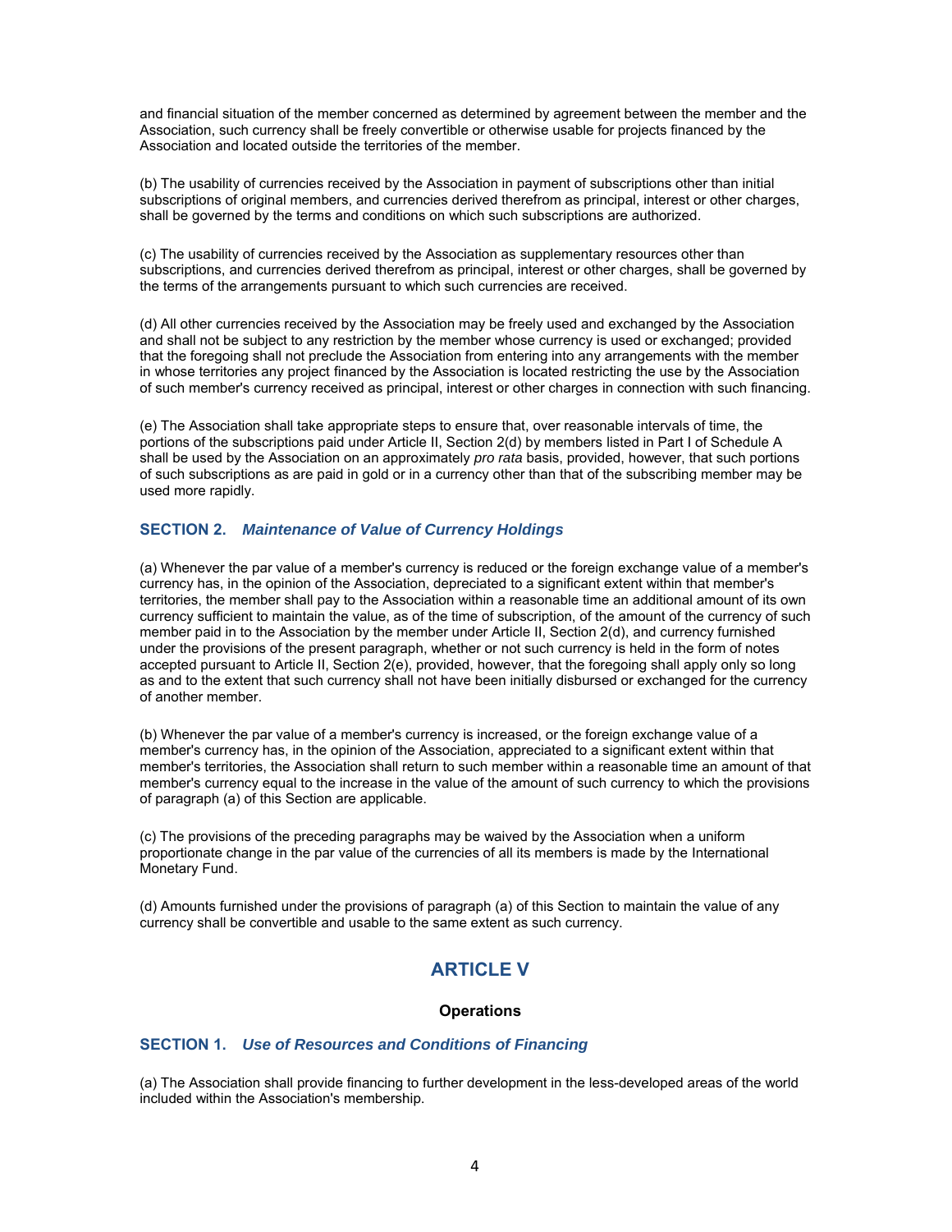and financial situation of the member concerned as determined by agreement between the member and the Association, such currency shall be freely convertible or otherwise usable for projects financed by the Association and located outside the territories of the member.

(b) The usability of currencies received by the Association in payment of subscriptions other than initial subscriptions of original members, and currencies derived therefrom as principal, interest or other charges, shall be governed by the terms and conditions on which such subscriptions are authorized.

(c) The usability of currencies received by the Association as supplementary resources other than subscriptions, and currencies derived therefrom as principal, interest or other charges, shall be governed by the terms of the arrangements pursuant to which such currencies are received.

(d) All other currencies received by the Association may be freely used and exchanged by the Association and shall not be subject to any restriction by the member whose currency is used or exchanged; provided that the foregoing shall not preclude the Association from entering into any arrangements with the member in whose territories any project financed by the Association is located restricting the use by the Association of such member's currency received as principal, interest or other charges in connection with such financing.

(e) The Association shall take appropriate steps to ensure that, over reasonable intervals of time, the portions of the subscriptions paid under Article II, Section 2(d) by members listed in Part I of Schedule A shall be used by the Association on an approximately *pro rata* basis, provided, however, that such portions of such subscriptions as are paid in gold or in a currency other than that of the subscribing member may be used more rapidly.

### SECTION 2. *Maintenance of Value of Currency Holdings*

(a) Whenever the par value of a member's currency is reduced or the foreign exchange value of a member's currency has, in the opinion of the Association, depreciated to a significant extent within that member's territories, the member shall pay to the Association within a reasonable time an additional amount of its own currency sufficient to maintain the value, as of the time of subscription, of the amount of the currency of such member paid in to the Association by the member under Article II, Section 2(d), and currency furnished under the provisions of the present paragraph, whether or not such currency is held in the form of notes accepted pursuant to Article II, Section 2(e), provided, however, that the foregoing shall apply only so long as and to the extent that such currency shall not have been initially disbursed or exchanged for the currency of another member.

(b) Whenever the par value of a member's currency is increased, or the foreign exchange value of a member's currency has, in the opinion of the Association, appreciated to a significant extent within that member's territories, the Association shall return to such member within a reasonable time an amount of that member's currency equal to the increase in the value of the amount of such currency to which the provisions of paragraph (a) of this Section are applicable.

(c) The provisions of the preceding paragraphs may be waived by the Association when a uniform proportionate change in the par value of the currencies of all its members is made by the International Monetary Fund.

(d) Amounts furnished under the provisions of paragraph (a) of this Section to maintain the value of any currency shall be convertible and usable to the same extent as such currency.

## ARTICLE V

**Operations**

### SECTION 1. *Use of Resources and Conditions of Financing*

(a) The Association shall provide financing to further development in the less-developed areas of the world included within the Association's membership.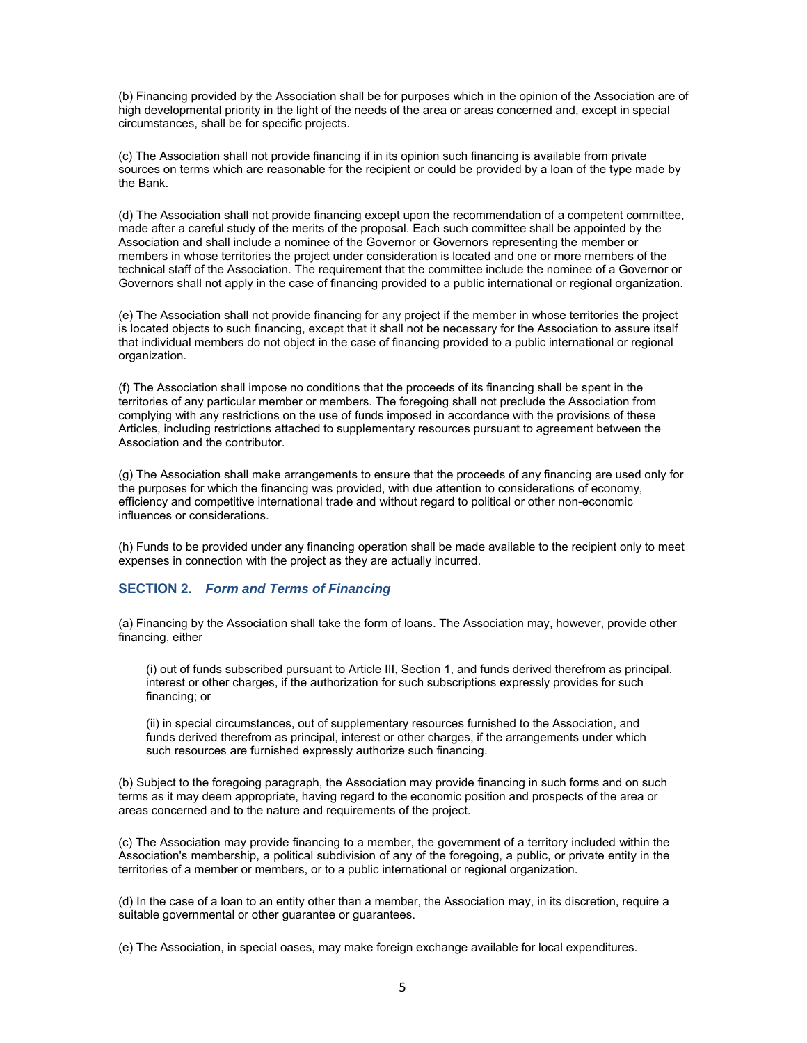(b) Financing provided by the Association shall be for purposes which in the opinion of the Association are of high developmental priority in the light of the needs of the area or areas concerned and, except in special circumstances, shall be for specific projects.

(c) The Association shall not provide financing if in its opinion such financing is available from private sources on terms which are reasonable for the recipient or could be provided by a loan of the type made by the Bank.

(d) The Association shall not provide financing except upon the recommendation of a competent committee, made after a careful study of the merits of the proposal. Each such committee shall be appointed by the Association and shall include a nominee of the Governor or Governors representing the member or members in whose territories the project under consideration is located and one or more members of the technical staff of the Association. The requirement that the committee include the nominee of a Governor or Governors shall not apply in the case of financing provided to a public international or regional organization.

(e) The Association shall not provide financing for any project if the member in whose territories the project is located objects to such financing, except that it shall not be necessary for the Association to assure itself that individual members do not object in the case of financing provided to a public international or regional organization.

(f) The Association shall impose no conditions that the proceeds of its financing shall be spent in the territories of any particular member or members. The foregoing shall not preclude the Association from complying with any restrictions on the use of funds imposed in accordance with the provisions of these Articles, including restrictions attached to supplementary resources pursuant to agreement between the Association and the contributor.

(g) The Association shall make arrangements to ensure that the proceeds of any financing are used only for the purposes for which the financing was provided, with due attention to considerations of economy, efficiency and competitive international trade and without regard to political or other non-economic influences or considerations.

(h) Funds to be provided under any financing operation shall be made available to the recipient only to meet expenses in connection with the project as they are actually incurred.

### SECTION 2. *Form and Terms of Financing*

(a) Financing by the Association shall take the form of loans. The Association may, however, provide other financing, either

(i) out of funds subscribed pursuant to Article III, Section 1, and funds derived therefrom as principal. interest or other charges, if the authorization for such subscriptions expressly provides for such financing; or

(ii) in special circumstances, out of supplementary resources furnished to the Association, and funds derived therefrom as principal, interest or other charges, if the arrangements under which such resources are furnished expressly authorize such financing.

(b) Subject to the foregoing paragraph, the Association may provide financing in such forms and on such terms as it may deem appropriate, having regard to the economic position and prospects of the area or areas concerned and to the nature and requirements of the project.

(c) The Association may provide financing to a member, the government of a territory included within the Association's membership, a political subdivision of any of the foregoing, a public, or private entity in the territories of a member or members, or to a public international or regional organization.

(d) In the case of a loan to an entity other than a member, the Association may, in its discretion, require a suitable governmental or other guarantee or guarantees.

(e) The Association, in special oases, may make foreign exchange available for local expenditures.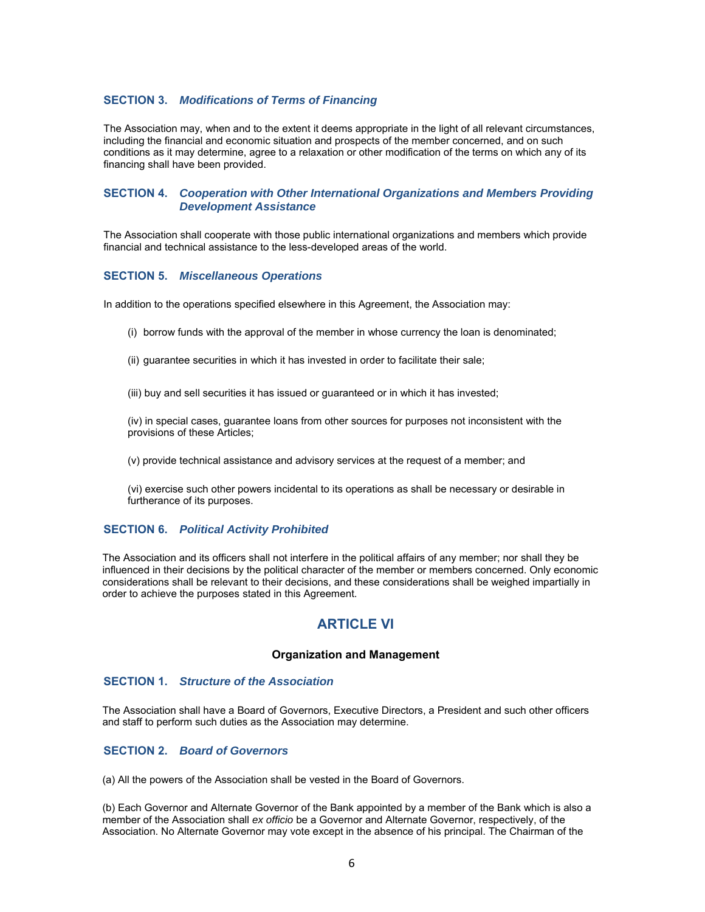### SECTION 3. *Modifications of Terms of Financing*

The Association may, when and to the extent it deems appropriate in the light of all relevant circumstances, including the financial and economic situation and prospects of the member concerned, and on such conditions as it may determine, agree to a relaxation or other modification of the terms on which any of its financing shall have been provided.

### SECTION 4. *Cooperation with Other International Organizations and Members Providing Development Assistance*

The Association shall cooperate with those public international organizations and members which provide financial and technical assistance to the less-developed areas of the world.

### SECTION 5. *Miscellaneous Operations*

In addition to the operations specified elsewhere in this Agreement, the Association may:

(i) borrow funds with the approval of the member in whose currency the loan is denominated;

(ii) guarantee securities in which it has invested in order to facilitate their sale;

(iii) buy and sell securities it has issued or guaranteed or in which it has invested;

(iv) in special cases, guarantee loans from other sources for purposes not inconsistent with the provisions of these Articles;

(v) provide technical assistance and advisory services at the request of a member; and

(vi) exercise such other powers incidental to its operations as shall be necessary or desirable in furtherance of its purposes.

### SECTION 6. *Political Activity Prohibited*

The Association and its officers shall not interfere in the political affairs of any member; nor shall they be influenced in their decisions by the political character of the member or members concerned. Only economic considerations shall be relevant to their decisions, and these considerations shall be weighed impartially in order to achieve the purposes stated in this Agreement.

## ARTICLE VI

**Organization and Management**

### SECTION 1. *Structure of the Association*

The Association shall have a Board of Governors, Executive Directors, a President and such other officers and staff to perform such duties as the Association may determine.

### SECTION 2. *Board of Governors*

(a) All the powers of the Association shall be vested in the Board of Governors.

(b) Each Governor and Alternate Governor of the Bank appointed by a member of the Bank which is also a member of the Association shall *ex officio* be a Governor and Alternate Governor, respectively, of the Association. No Alternate Governor may vote except in the absence of his principal. The Chairman of the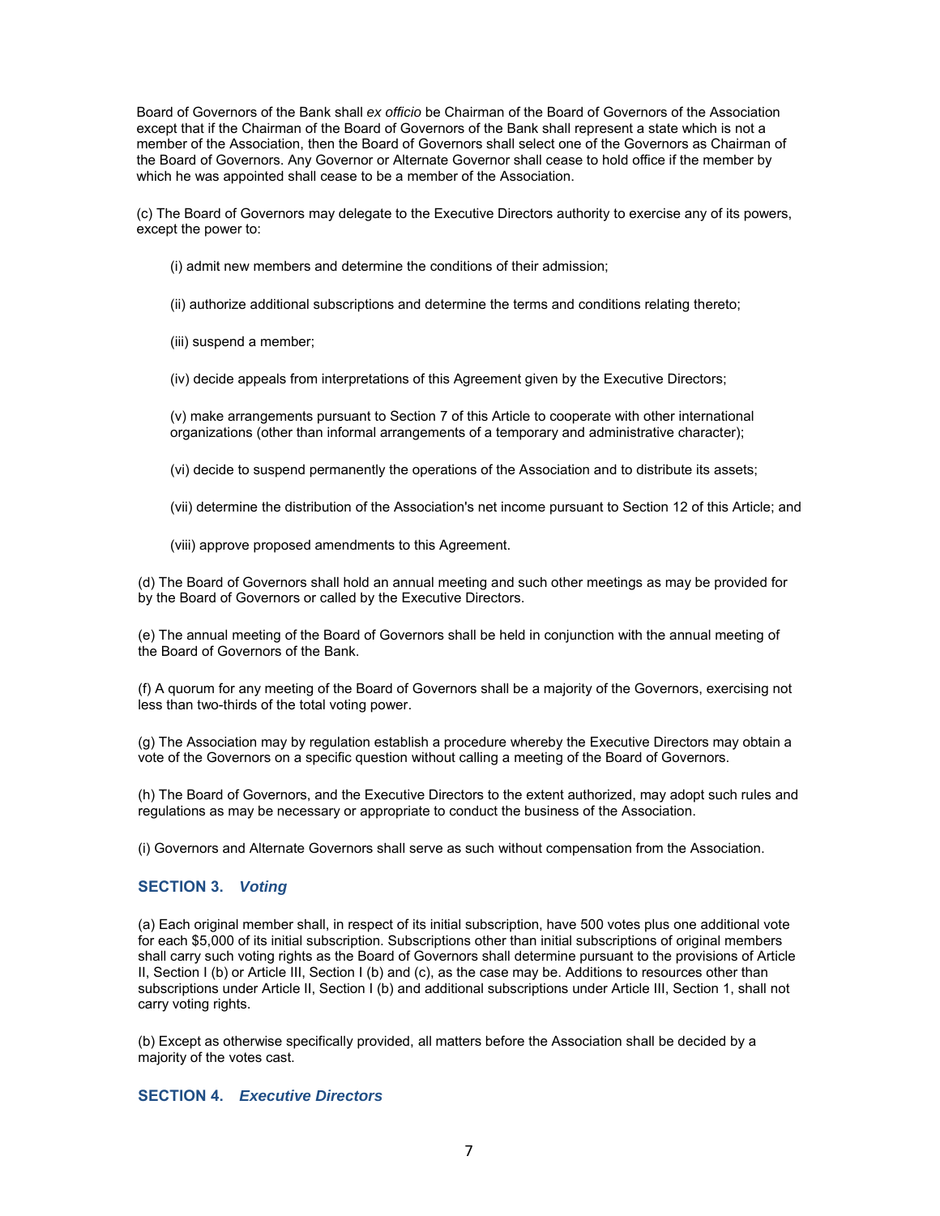Board of Governors of the Bank shall *ex officio* be Chairman of the Board of Governors of the Association except that if the Chairman of the Board of Governors of the Bank shall represent a state which is not a member of the Association, then the Board of Governors shall select one of the Governors as Chairman of the Board of Governors. Any Governor or Alternate Governor shall cease to hold office if the member by which he was appointed shall cease to be a member of the Association.

(c) The Board of Governors may delegate to the Executive Directors authority to exercise any of its powers, except the power to:

(i) admit new members and determine the conditions of their admission;

(ii) authorize additional subscriptions and determine the terms and conditions relating thereto;

(iii) suspend a member;

(iv) decide appeals from interpretations of this Agreement given by the Executive Directors;

(v) make arrangements pursuant to Section 7 of this Article to cooperate with other international organizations (other than informal arrangements of a temporary and administrative character);

(vi) decide to suspend permanently the operations of the Association and to distribute its assets;

(vii) determine the distribution of the Association's net income pursuant to Section 12 of this Article; and

(viii) approve proposed amendments to this Agreement.

(d) The Board of Governors shall hold an annual meeting and such other meetings as may be provided for by the Board of Governors or called by the Executive Directors.

(e) The annual meeting of the Board of Governors shall be held in conjunction with the annual meeting of the Board of Governors of the Bank.

(f) A quorum for any meeting of the Board of Governors shall be a majority of the Governors, exercising not less than two-thirds of the total voting power.

(g) The Association may by regulation establish a procedure whereby the Executive Directors may obtain a vote of the Governors on a specific question without calling a meeting of the Board of Governors.

(h) The Board of Governors, and the Executive Directors to the extent authorized, may adopt such rules and regulations as may be necessary or appropriate to conduct the business of the Association.

(i) Governors and Alternate Governors shall serve as such without compensation from the Association.

### SECTION 3. *Voting*

(a) Each original member shall, in respect of its initial subscription, have 500 votes plus one additional vote for each $5,000 of its initial subscription. Subscriptions other than initial subscriptions of original members shall carry such voting rights as the Board of Governors shall determine pursuant to the provisions of Article II, Section I (b) or Article III, Section I (b) and (c), as the case may be. Additions to resources other than subscriptions under Article II, Section I (b) and additional subscriptions under Article III, Section 1, shall not carry voting rights.

(b) Except as otherwise specifically provided, all matters before the Association shall be decided by a majority of the votes cast.

### SECTION 4. *Executive Directors*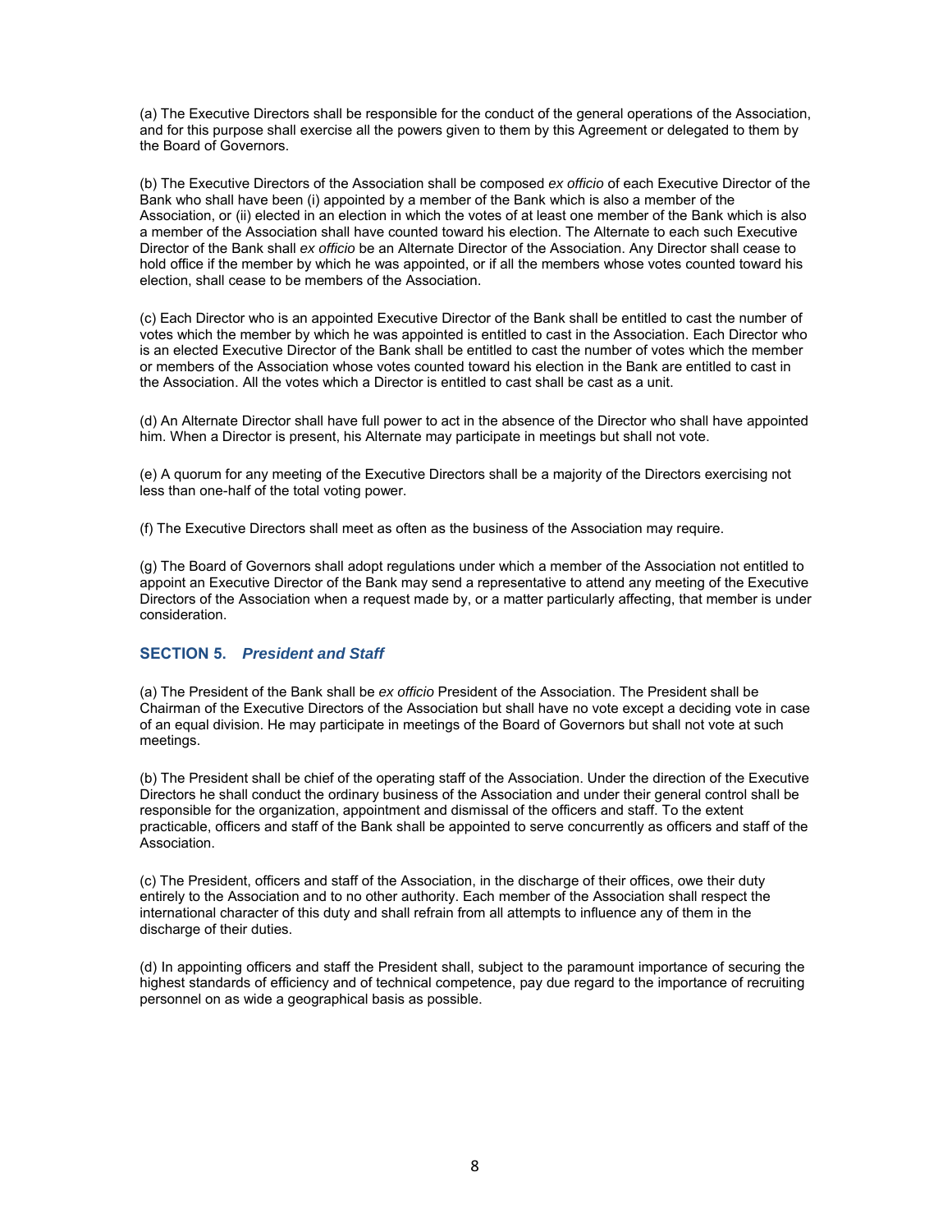(a) The Executive Directors shall be responsible for the conduct of the general operations of the Association, and for this purpose shall exercise all the powers given to them by this Agreement or delegated to them by the Board of Governors.

(b) The Executive Directors of the Association shall be composed *ex officio* of each Executive Director of the Bank who shall have been (i) appointed by a member of the Bank which is also a member of the Association, or (ii) elected in an election in which the votes of at least one member of the Bank which is also a member of the Association shall have counted toward his election. The Alternate to each such Executive Director of the Bank shall *ex officio* be an Alternate Director of the Association. Any Director shall cease to hold office if the member by which he was appointed, or if all the members whose votes counted toward his election, shall cease to be members of the Association.

(c) Each Director who is an appointed Executive Director of the Bank shall be entitled to cast the number of votes which the member by which he was appointed is entitled to cast in the Association. Each Director who is an elected Executive Director of the Bank shall be entitled to cast the number of votes which the member or members of the Association whose votes counted toward his election in the Bank are entitled to cast in the Association. All the votes which a Director is entitled to cast shall be cast as a unit.

(d) An Alternate Director shall have full power to act in the absence of the Director who shall have appointed him. When a Director is present, his Alternate may participate in meetings but shall not vote.

(e) A quorum for any meeting of the Executive Directors shall be a majority of the Directors exercising not less than one-half of the total voting power.

(f) The Executive Directors shall meet as often as the business of the Association may require.

(g) The Board of Governors shall adopt regulations under which a member of the Association not entitled to appoint an Executive Director of the Bank may send a representative to attend any meeting of the Executive Directors of the Association when a request made by, or a matter particularly affecting, that member is under consideration.

### SECTION 5. *President and Staff*

(a) The President of the Bank shall be *ex officio* President of the Association. The President shall be Chairman of the Executive Directors of the Association but shall have no vote except a deciding vote in case of an equal division. He may participate in meetings of the Board of Governors but shall not vote at such meetings.

(b) The President shall be chief of the operating staff of the Association. Under the direction of the Executive Directors he shall conduct the ordinary business of the Association and under their general control shall be responsible for the organization, appointment and dismissal of the officers and staff. To the extent practicable, officers and staff of the Bank shall be appointed to serve concurrently as officers and staff of the Association.

(c) The President, officers and staff of the Association, in the discharge of their offices, owe their duty entirely to the Association and to no other authority. Each member of the Association shall respect the international character of this duty and shall refrain from all attempts to influence any of them in the discharge of their duties.

(d) In appointing officers and staff the President shall, subject to the paramount importance of securing the highest standards of efficiency and of technical competence, pay due regard to the importance of recruiting personnel on as wide a geographical basis as possible.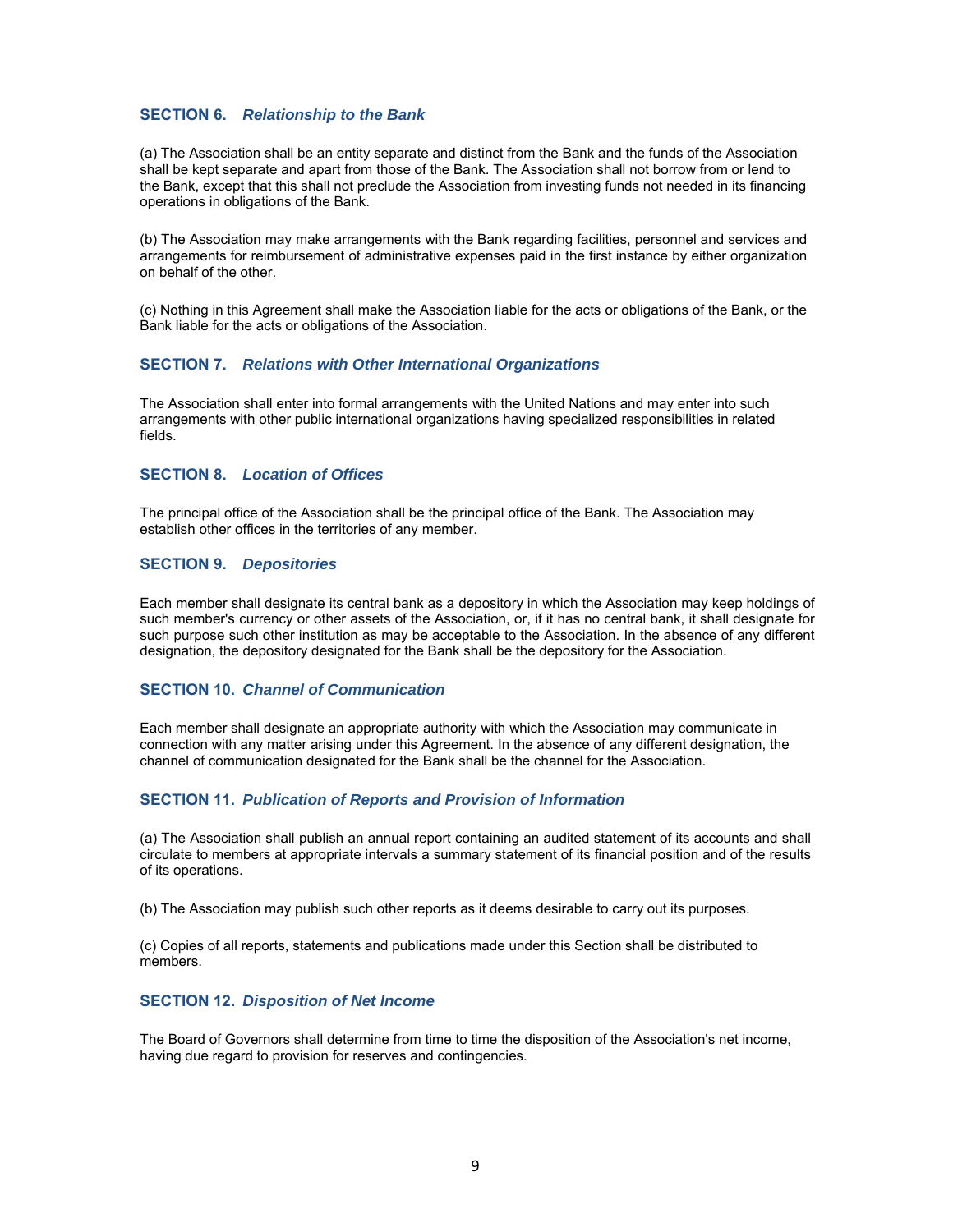### SECTION 6. *Relationship to the Bank*

(a) The Association shall be an entity separate and distinct from the Bank and the funds of the Association shall be kept separate and apart from those of the Bank. The Association shall not borrow from or lend to the Bank, except that this shall not preclude the Association from investing funds not needed in its financing operations in obligations of the Bank.

(b) The Association may make arrangements with the Bank regarding facilities, personnel and services and arrangements for reimbursement of administrative expenses paid in the first instance by either organization on behalf of the other.

(c) Nothing in this Agreement shall make the Association liable for the acts or obligations of the Bank, or the Bank liable for the acts or obligations of the Association.

### SECTION 7. *Relations with Other International Organizations*

The Association shall enter into formal arrangements with the United Nations and may enter into such arrangements with other public international organizations having specialized responsibilities in related fields.

### SECTION 8. *Location of Offices*

The principal office of the Association shall be the principal office of the Bank. The Association may establish other offices in the territories of any member.

### SECTION 9. *Depositories*

Each member shall designate its central bank as a depository in which the Association may keep holdings of such member's currency or other assets of the Association, or, if it has no central bank, it shall designate for such purpose such other institution as may be acceptable to the Association. In the absence of any different designation, the depository designated for the Bank shall be the depository for the Association.

### SECTION 10. *Channel of Communication*

Each member shall designate an appropriate authority with which the Association may communicate in connection with any matter arising under this Agreement. In the absence of any different designation, the channel of communication designated for the Bank shall be the channel for the Association.

### SECTION 11. *Publication of Reports and Provision of Information*

(a) The Association shall publish an annual report containing an audited statement of its accounts and shall circulate to members at appropriate intervals a summary statement of its financial position and of the results of its operations.

(b) The Association may publish such other reports as it deems desirable to carry out its purposes.

(c) Copies of all reports, statements and publications made under this Section shall be distributed to members.

### SECTION 12. *Disposition of Net Income*

The Board of Governors shall determine from time to time the disposition of the Association's net income, having due regard to provision for reserves and contingencies.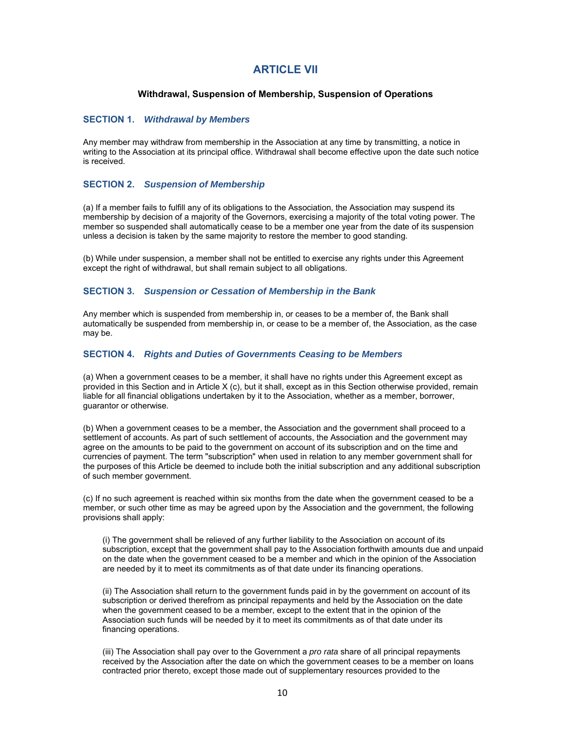# ARTICLE VII

**Withdrawal, Suspension of Membership, Suspension of Operations**

### SECTION 1. *Withdrawal by Members*

Any member may withdraw from membership in the Association at any time by transmitting, a notice in writing to the Association at its principal office. Withdrawal shall become effective upon the date such notice is received.

### SECTION 2. *Suspension of Membership*

(a) If a member fails to fulfill any of its obligations to the Association, the Association may suspend its membership by decision of a majority of the Governors, exercising a majority of the total voting power. The member so suspended shall automatically cease to be a member one year from the date of its suspension unless a decision is taken by the same majority to restore the member to good standing.

(b) While under suspension, a member shall not be entitled to exercise any rights under this Agreement except the right of withdrawal, but shall remain subject to all obligations.

### SECTION 3. *Suspension or Cessation of Membership in the Bank*

Any member which is suspended from membership in, or ceases to be a member of, the Bank shall automatically be suspended from membership in, or cease to be a member of, the Association, as the case may be.

### SECTION 4. *Rights and Duties of Governments Ceasing to be Members*

(a) When a government ceases to be a member, it shall have no rights under this Agreement except as provided in this Section and in Article X (c), but it shall, except as in this Section otherwise provided, remain liable for all financial obligations undertaken by it to the Association, whether as a member, borrower, guarantor or otherwise.

(b) When a government ceases to be a member, the Association and the government shall proceed to a settlement of accounts. As part of such settlement of accounts, the Association and the government may agree on the amounts to be paid to the government on account of its subscription and on the time and currencies of payment. The term "subscription" when used in relation to any member government shall for the purposes of this Article be deemed to include both the initial subscription and any additional subscription of such member government.

(c) If no such agreement is reached within six months from the date when the government ceased to be a member, or such other time as may be agreed upon by the Association and the government, the following provisions shall apply:

(i) The government shall be relieved of any further liability to the Association on account of its subscription, except that the government shall pay to the Association forthwith amounts due and unpaid on the date when the government ceased to be a member and which in the opinion of the Association are needed by it to meet its commitments as of that date under its financing operations.

(ii) The Association shall return to the government funds paid in by the government on account of its subscription or derived therefrom as principal repayments and held by the Association on the date when the government ceased to be a member, except to the extent that in the opinion of the Association such funds will be needed by it to meet its commitments as of that date under its financing operations.

(iii) The Association shall pay over to the Government a *pro rata* share of all principal repayments received by the Association after the date on which the government ceases to be a member on loans contracted prior thereto, except those made out of supplementary resources provided to the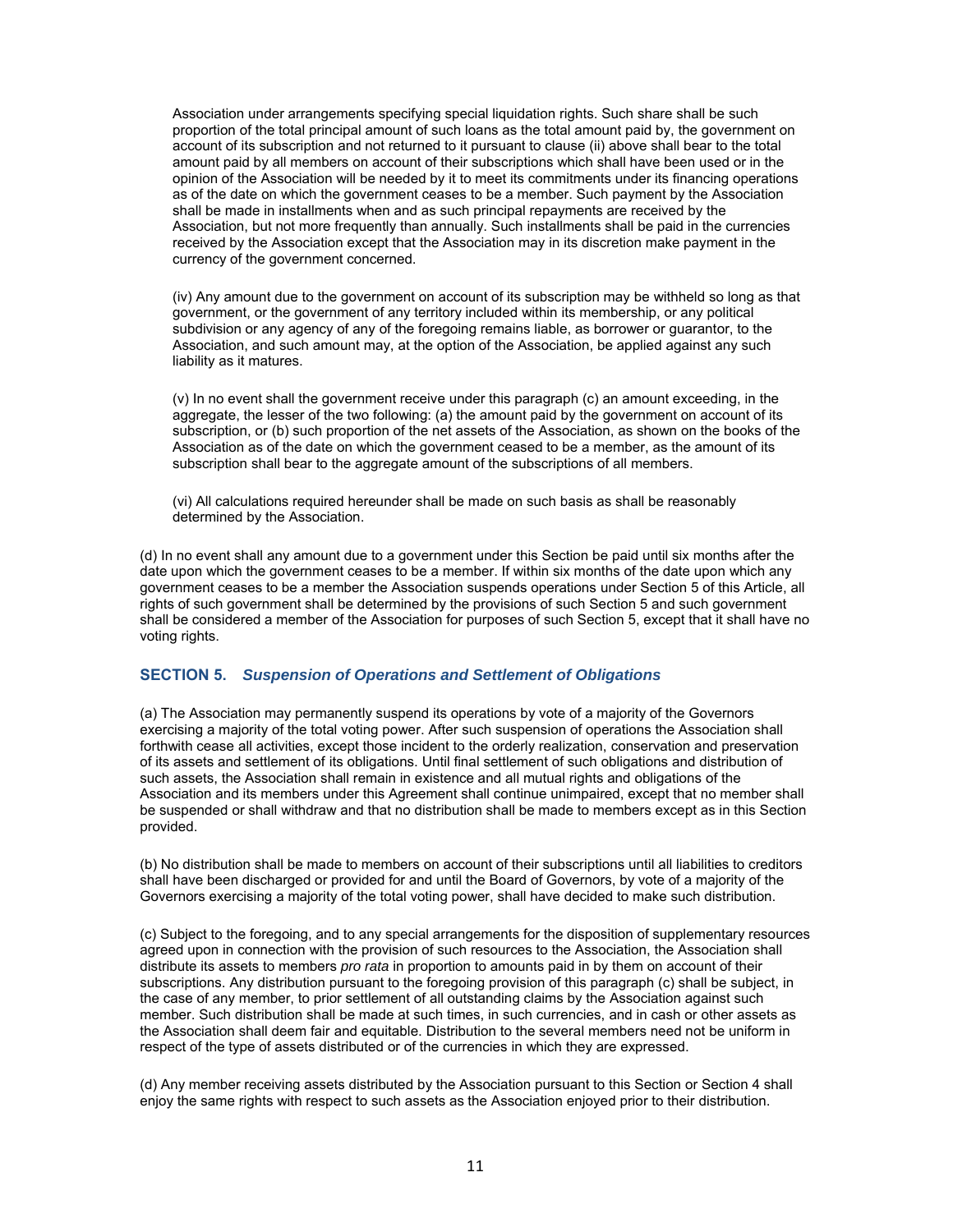Association under arrangements specifying special liquidation rights. Such share shall be such proportion of the total principal amount of such loans as the total amount paid by, the government on account of its subscription and not returned to it pursuant to clause (ii) above shall bear to the total amount paid by all members on account of their subscriptions which shall have been used or in the opinion of the Association will be needed by it to meet its commitments under its financing operations as of the date on which the government ceases to be a member. Such payment by the Association shall be made in installments when and as such principal repayments are received by the Association, but not more frequently than annually. Such installments shall be paid in the currencies received by the Association except that the Association may in its discretion make payment in the currency of the government concerned.

(iv) Any amount due to the government on account of its subscription may be withheld so long as that government, or the government of any territory included within its membership, or any political subdivision or any agency of any of the foregoing remains liable, as borrower or guarantor, to the Association, and such amount may, at the option of the Association, be applied against any such liability as it matures.

(v) In no event shall the government receive under this paragraph (c) an amount exceeding, in the aggregate, the lesser of the two following: (a) the amount paid by the government on account of its subscription, or (b) such proportion of the net assets of the Association, as shown on the books of the Association as of the date on which the government ceased to be a member, as the amount of its subscription shall bear to the aggregate amount of the subscriptions of all members.

(vi) All calculations required hereunder shall be made on such basis as shall be reasonably determined by the Association.

(d) In no event shall any amount due to a government under this Section be paid until six months after the date upon which the government ceases to be a member. If within six months of the date upon which any government ceases to be a member the Association suspends operations under Section 5 of this Article, all rights of such government shall be determined by the provisions of such Section 5 and such government shall be considered a member of the Association for purposes of such Section 5, except that it shall have no voting rights.

### SECTION 5. *Suspension of Operations and Settlement of Obligations*

(a) The Association may permanently suspend its operations by vote of a majority of the Governors exercising a majority of the total voting power. After such suspension of operations the Association shall forthwith cease all activities, except those incident to the orderly realization, conservation and preservation of its assets and settlement of its obligations. Until final settlement of such obligations and distribution of such assets, the Association shall remain in existence and all mutual rights and obligations of the Association and its members under this Agreement shall continue unimpaired, except that no member shall be suspended or shall withdraw and that no distribution shall be made to members except as in this Section provided.

(b) No distribution shall be made to members on account of their subscriptions until all liabilities to creditors shall have been discharged or provided for and until the Board of Governors, by vote of a majority of the Governors exercising a majority of the total voting power, shall have decided to make such distribution.

(c) Subject to the foregoing, and to any special arrangements for the disposition of supplementary resources agreed upon in connection with the provision of such resources to the Association, the Association shall distribute its assets to members *pro rata* in proportion to amounts paid in by them on account of their subscriptions. Any distribution pursuant to the foregoing provision of this paragraph (c) shall be subject, in the case of any member, to prior settlement of all outstanding claims by the Association against such member. Such distribution shall be made at such times, in such currencies, and in cash or other assets as the Association shall deem fair and equitable. Distribution to the several members need not be uniform in respect of the type of assets distributed or of the currencies in which they are expressed.

(d) Any member receiving assets distributed by the Association pursuant to this Section or Section 4 shall enjoy the same rights with respect to such assets as the Association enjoyed prior to their distribution.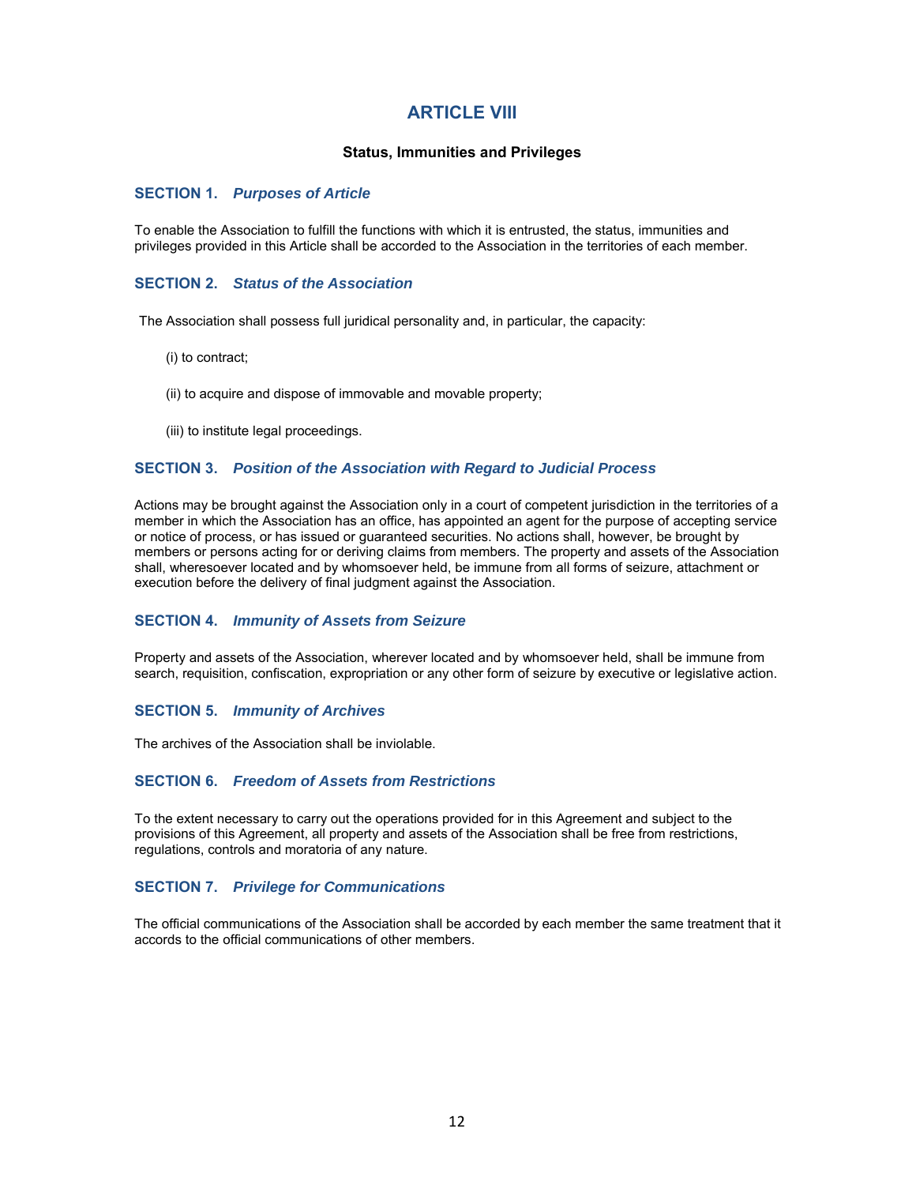# ARTICLE VIII

**Status, Immunities and Privileges**

### SECTION 1. *Purposes of Article*

To enable the Association to fulfill the functions with which it is entrusted, the status, immunities and privileges provided in this Article shall be accorded to the Association in the territories of each member.

### SECTION 2. *Status of the Association*

The Association shall possess full juridical personality and, in particular, the capacity:

(i) to contract;

(ii) to acquire and dispose of immovable and movable property;

(iii) to institute legal proceedings.

### SECTION 3. *Position of the Association with Regard to Judicial Process*

Actions may be brought against the Association only in a court of competent jurisdiction in the territories of a member in which the Association has an office, has appointed an agent for the purpose of accepting service or notice of process, or has issued or guaranteed securities. No actions shall, however, be brought by members or persons acting for or deriving claims from members. The property and assets of the Association shall, wheresoever located and by whomsoever held, be immune from all forms of seizure, attachment or execution before the delivery of final judgment against the Association.

### SECTION 4. *Immunity of Assets from Seizure*

Property and assets of the Association, wherever located and by whomsoever held, shall be immune from search, requisition, confiscation, expropriation or any other form of seizure by executive or legislative action.

### SECTION 5. *Immunity of Archives*

The archives of the Association shall be inviolable.

### SECTION 6. *Freedom of Assets from Restrictions*

To the extent necessary to carry out the operations provided for in this Agreement and subject to the provisions of this Agreement, all property and assets of the Association shall be free from restrictions, regulations, controls and moratoria of any nature.

### SECTION 7. *Privilege for Communications*

The official communications of the Association shall be accorded by each member the same treatment that it accords to the official communications of other members.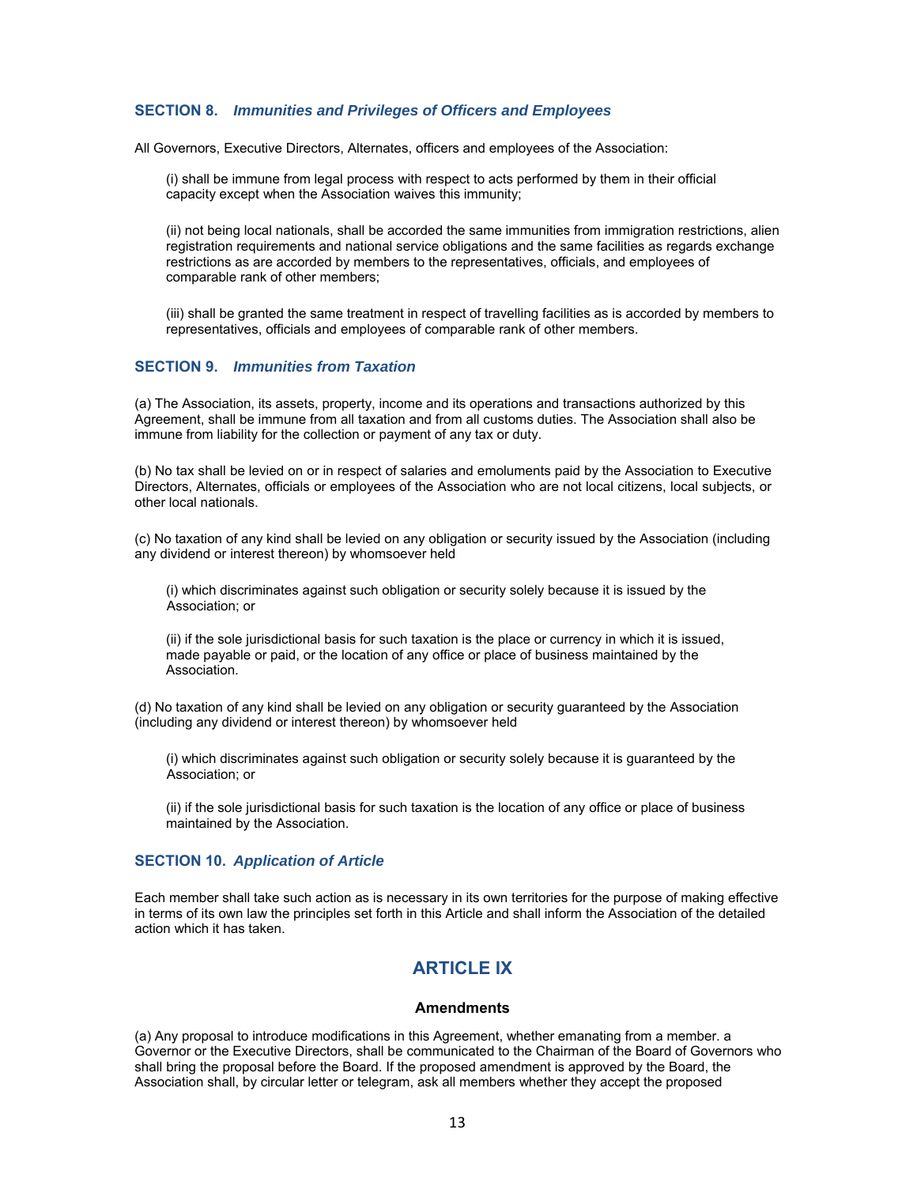### SECTION 8. *Immunities and Privileges of Officers and Employees*

All Governors, Executive Directors, Alternates, officers and employees of the Association:

(i) shall be immune from legal process with respect to acts performed by them in their official capacity except when the Association waives this immunity;

(ii) not being local nationals, shall be accorded the same immunities from immigration restrictions, alien registration requirements and national service obligations and the same facilities as regards exchange restrictions as are accorded by members to the representatives, officials, and employees of comparable rank of other members;

(iii) shall be granted the same treatment in respect of travelling facilities as is accorded by members to representatives, officials and employees of comparable rank of other members.

### SECTION 9. *Immunities from Taxation*

(a) The Association, its assets, property, income and its operations and transactions authorized by this Agreement, shall be immune from all taxation and from all customs duties. The Association shall also be immune from liability for the collection or payment of any tax or duty.

(b) No tax shall be levied on or in respect of salaries and emoluments paid by the Association to Executive Directors, Alternates, officials or employees of the Association who are not local citizens, local subjects, or other local nationals.

(c) No taxation of any kind shall be levied on any obligation or security issued by the Association (including any dividend or interest thereon) by whomsoever held

(i) which discriminates against such obligation or security solely because it is issued by the Association; or

(ii) if the sole jurisdictional basis for such taxation is the place or currency in which it is issued, made payable or paid, or the location of any office or place of business maintained by the Association.

(d) No taxation of any kind shall be levied on any obligation or security guaranteed by the Association (including any dividend or interest thereon) by whomsoever held

(i) which discriminates against such obligation or security solely because it is guaranteed by the Association; or

(ii) if the sole jurisdictional basis for such taxation is the location of any office or place of business maintained by the Association.

### SECTION 10. *Application of Article*

Each member shall take such action as is necessary in its own territories for the purpose of making effective in terms of its own law the principles set forth in this Article and shall inform the Association of the detailed action which it has taken.

## ARTICLE IX

### Amendments

(a) Any proposal to introduce modifications in this Agreement, whether emanating from a member. a Governor or the Executive Directors, shall be communicated to the Chairman of the Board of Governors who shall bring the proposal before the Board. If the proposed amendment is approved by the Board, the Association shall, by circular letter or telegram, ask all members whether they accept the proposed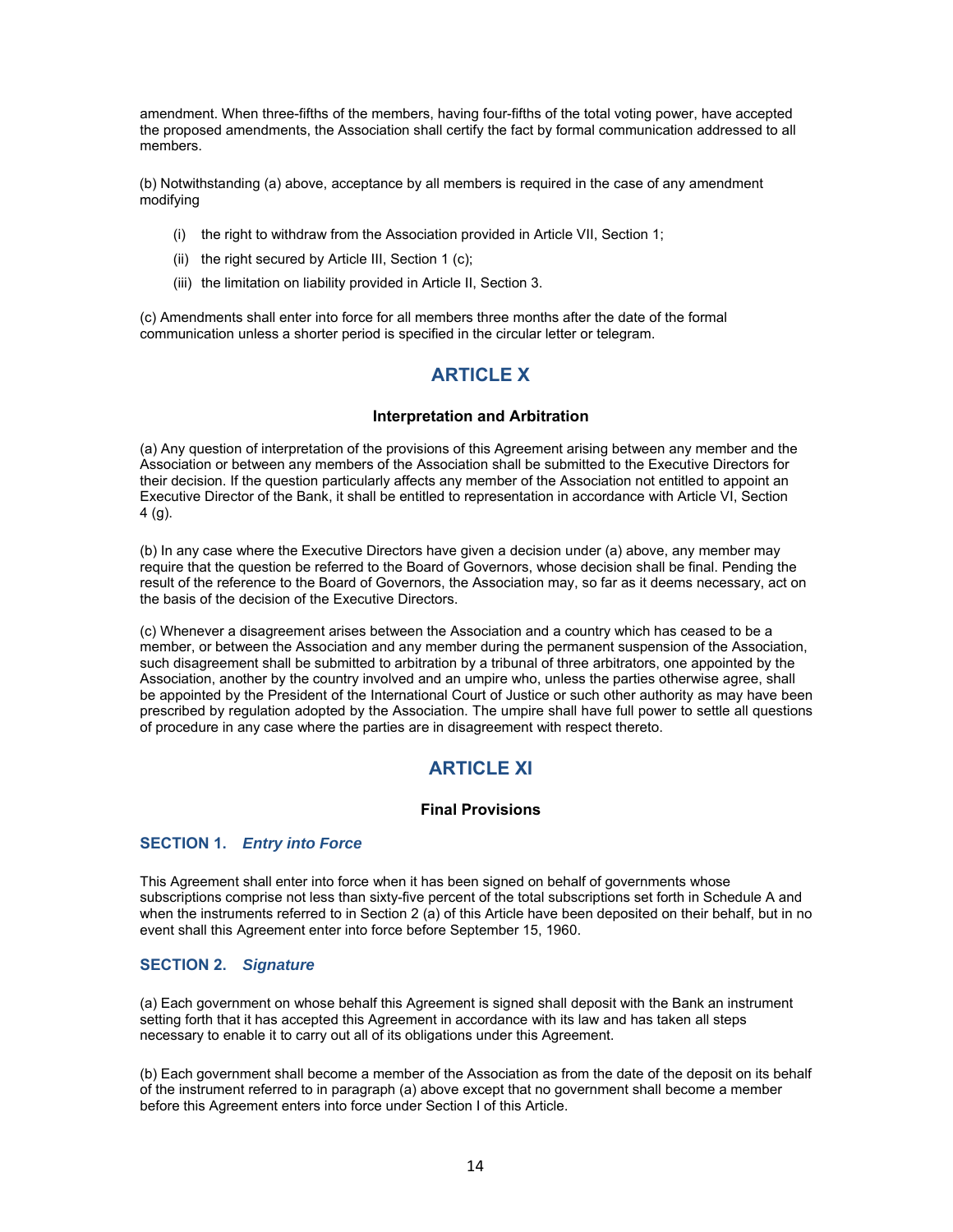amendment. When three-fifths of the members, having four-fifths of the total voting power, have accepted the proposed amendments, the Association shall certify the fact by formal communication addressed to all members.

(b) Notwithstanding (a) above, acceptance by all members is required in the case of any amendment modifying

(i) the right to withdraw from the Association provided in Article VII, Section 1;

(ii) the right secured by Article III, Section 1 (c);

(iii) the limitation on liability provided in Article II, Section 3.

(c) Amendments shall enter into force for all members three months after the date of the formal communication unless a shorter period is specified in the circular letter or telegram.

## ARTICLE X

### Interpretation and Arbitration

(a) Any question of interpretation of the provisions of this Agreement arising between any member and the Association or between any members of the Association shall be submitted to the Executive Directors for their decision. If the question particularly affects any member of the Association not entitled to appoint an Executive Director of the Bank, it shall be entitled to representation in accordance with Article VI, Section 4 (g).

(b) In any case where the Executive Directors have given a decision under (a) above, any member may require that the question be referred to the Board of Governors, whose decision shall be final. Pending the result of the reference to the Board of Governors, the Association may, so far as it deems necessary, act on the basis of the decision of the Executive Directors.

(c) Whenever a disagreement arises between the Association and a country which has ceased to be a member, or between the Association and any member during the permanent suspension of the Association, such disagreement shall be submitted to arbitration by a tribunal of three arbitrators, one appointed by the Association, another by the country involved and an umpire who, unless the parties otherwise agree, shall be appointed by the President of the International Court of Justice or such other authority as may have been prescribed by regulation adopted by the Association. The umpire shall have full power to settle all questions of procedure in any case where the parties are in disagreement with respect thereto.

## ARTICLE XI

### Final Provisions

#### SECTION 1. *Entry into Force*

This Agreement shall enter into force when it has been signed on behalf of governments whose subscriptions comprise not less than sixty-five percent of the total subscriptions set forth in Schedule A and when the instruments referred to in Section 2 (a) of this Article have been deposited on their behalf, but in no event shall this Agreement enter into force before September 15, 1960.

#### SECTION 2. *Signature*

(a) Each government on whose behalf this Agreement is signed shall deposit with the Bank an instrument setting forth that it has accepted this Agreement in accordance with its law and has taken all steps necessary to enable it to carry out all of its obligations under this Agreement.

(b) Each government shall become a member of the Association as from the date of the deposit on its behalf of the instrument referred to in paragraph (a) above except that no government shall become a member before this Agreement enters into force under Section I of this Article.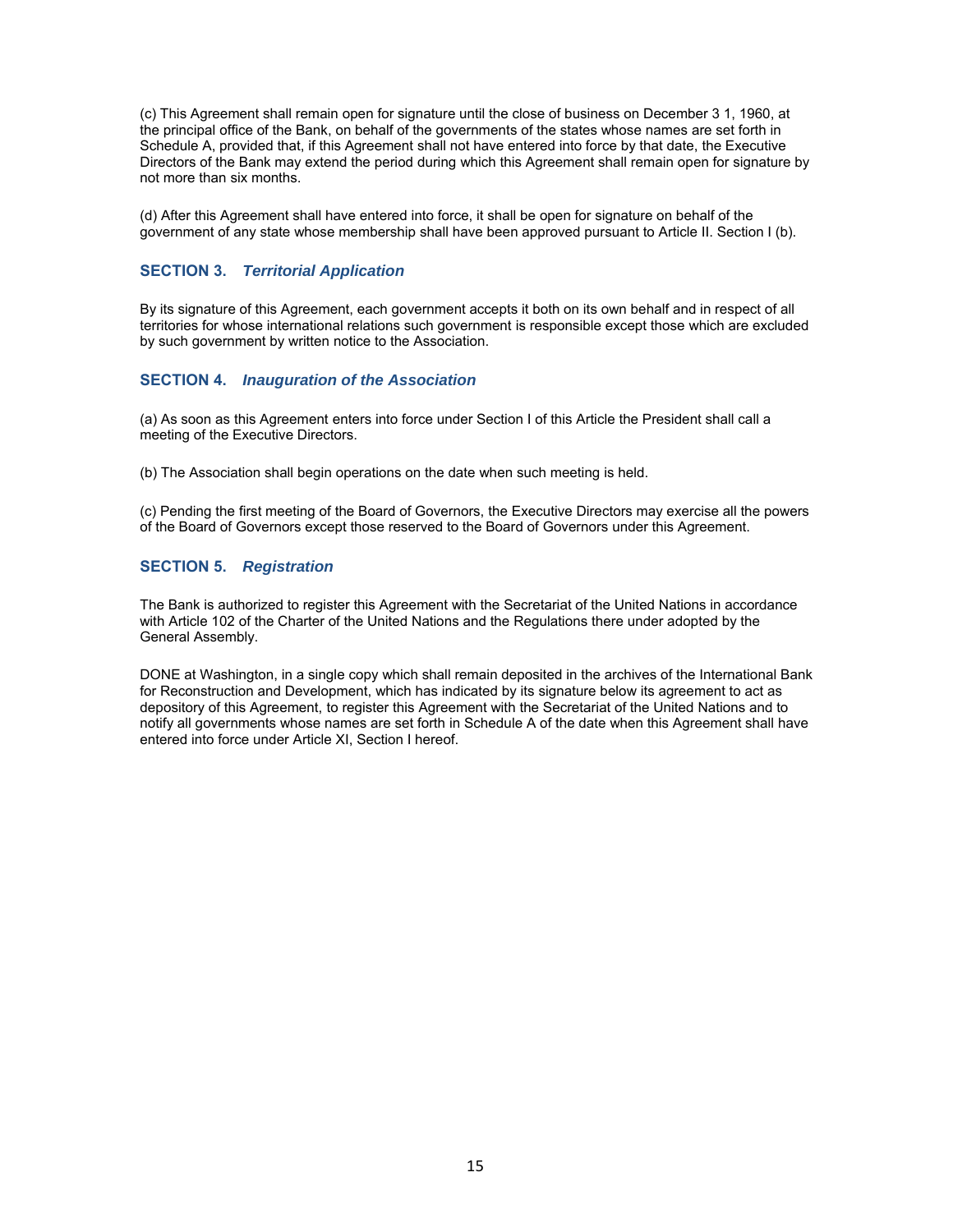(c) This Agreement shall remain open for signature until the close of business on December 3 1, 1960, at the principal office of the Bank, on behalf of the governments of the states whose names are set forth in Schedule A, provided that, if this Agreement shall not have entered into force by that date, the Executive Directors of the Bank may extend the period during which this Agreement shall remain open for signature by not more than six months.

(d) After this Agreement shall have entered into force, it shall be open for signature on behalf of the government of any state whose membership shall have been approved pursuant to Article II. Section I (b).

### SECTION 3. *Territorial Application*

By its signature of this Agreement, each government accepts it both on its own behalf and in respect of all territories for whose international relations such government is responsible except those which are excluded by such government by written notice to the Association.

### SECTION 4. *Inauguration of the Association*

(a) As soon as this Agreement enters into force under Section I of this Article the President shall call a meeting of the Executive Directors.

(b) The Association shall begin operations on the date when such meeting is held.

(c) Pending the first meeting of the Board of Governors, the Executive Directors may exercise all the powers of the Board of Governors except those reserved to the Board of Governors under this Agreement.

### SECTION 5. *Registration*

The Bank is authorized to register this Agreement with the Secretariat of the United Nations in accordance with Article 102 of the Charter of the United Nations and the Regulations there under adopted by the General Assembly.

DONE at Washington, in a single copy which shall remain deposited in the archives of the International Bank for Reconstruction and Development, which has indicated by its signature below its agreement to act as depository of this Agreement, to register this Agreement with the Secretariat of the United Nations and to notify all governments whose names are set forth in Schedule A of the date when this Agreement shall have entered into force under Article XI, Section I hereof.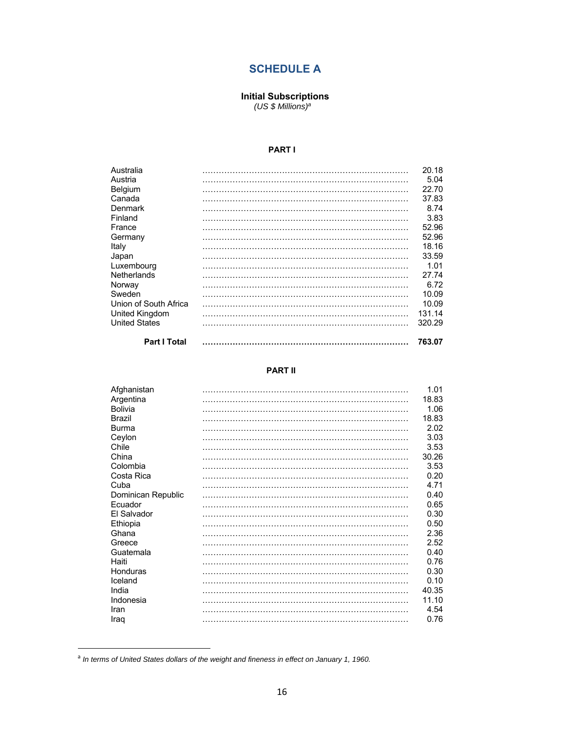# SCHEDULE A

## Initial Subscriptions

*(US $ Millions)*[a]

### PART I

| Country | Amount |
|---|---|
| Australia | 20.18 |
| Austria | 5.04 |
| Belgium | 22.70 |
| Canada | 37.83 |
| Denmark | 8.74 |
| Finland | 3.83 |
| France | 52.96 |
| Germany | 52.96 |
| Italy | 18.16 |
| Japan | 33.59 |
| Luxembourg | 1.01 |
| Netherlands | 27.74 |
| Norway | 6.72 |
| Sweden | 10.09 |
| Union of South Africa | 10.09 |
| United Kingdom | 131.14 |
| United States | 320.29 |
| **Part I Total** | **763.07** |

### PART II

| Country | Amount |
|---|---|
| Afghanistan | 1.01 |
| Argentina | 18.83 |
| Bolivia | 1.06 |
| Brazil | 18.83 |
| Burma | 2.02 |
| Ceylon | 3.03 |
| Chile | 3.53 |
| China | 30.26 |
| Colombia | 3.53 |
| Costa Rica | 0.20 |
| Cuba | 4.71 |
| Dominican Republic | 0.40 |
| Ecuador | 0.65 |
| El Salvador | 0.30 |
| Ethiopia | 0.50 |
| Ghana | 2.36 |
| Greece | 2.52 |
| Guatemala | 0.40 |
| Haiti | 0.76 |
| Honduras | 0.30 |
| Iceland | 0.10 |
| India | 40.35 |
| Indonesia | 11.10 |
| Iran | 4.54 |
| Iraq | 0.76 |

[a] *In terms of United States dollars of the weight and fineness in effect on January 1, 1960.*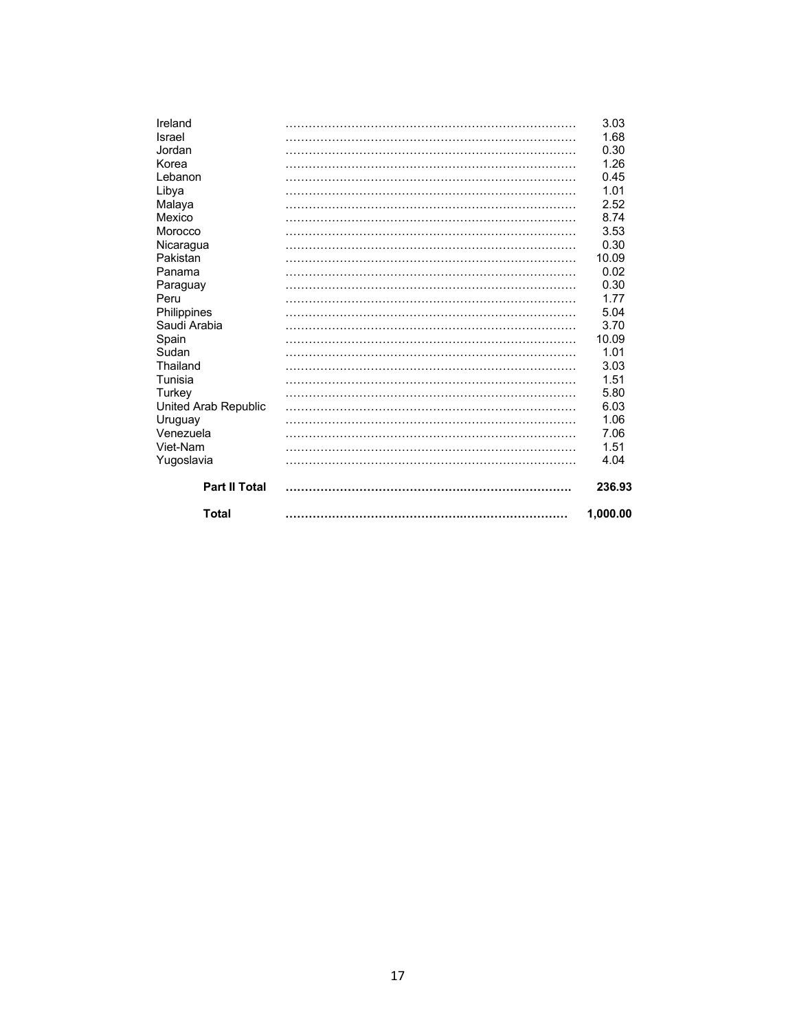| | |
|---|---|
| Ireland | 3.03 |
| Israel | 1.68 |
| Jordan | 0.30 |
| Korea | 1.26 |
| Lebanon | 0.45 |
| Libya | 1.01 |
| Malaya | 2.52 |
| Mexico | 8.74 |
| Morocco | 3.53 |
| Nicaragua | 0.30 |
| Pakistan | 10.09 |
| Panama | 0.02 |
| Paraguay | 0.30 |
| Peru | 1.77 |
| Philippines | 5.04 |
| Saudi Arabia | 3.70 |
| Spain | 10.09 |
| Sudan | 1.01 |
| Thailand | 3.03 |
| Tunisia | 1.51 |
| Turkey | 5.80 |
| United Arab Republic | 6.03 |
| Uruguay | 1.06 |
| Venezuela | 7.06 |
| Viet-Nam | 1.51 |
| Yugoslavia | 4.04 |
| **Part II Total** | **236.93** |
| **Total** | **1,000.00** |